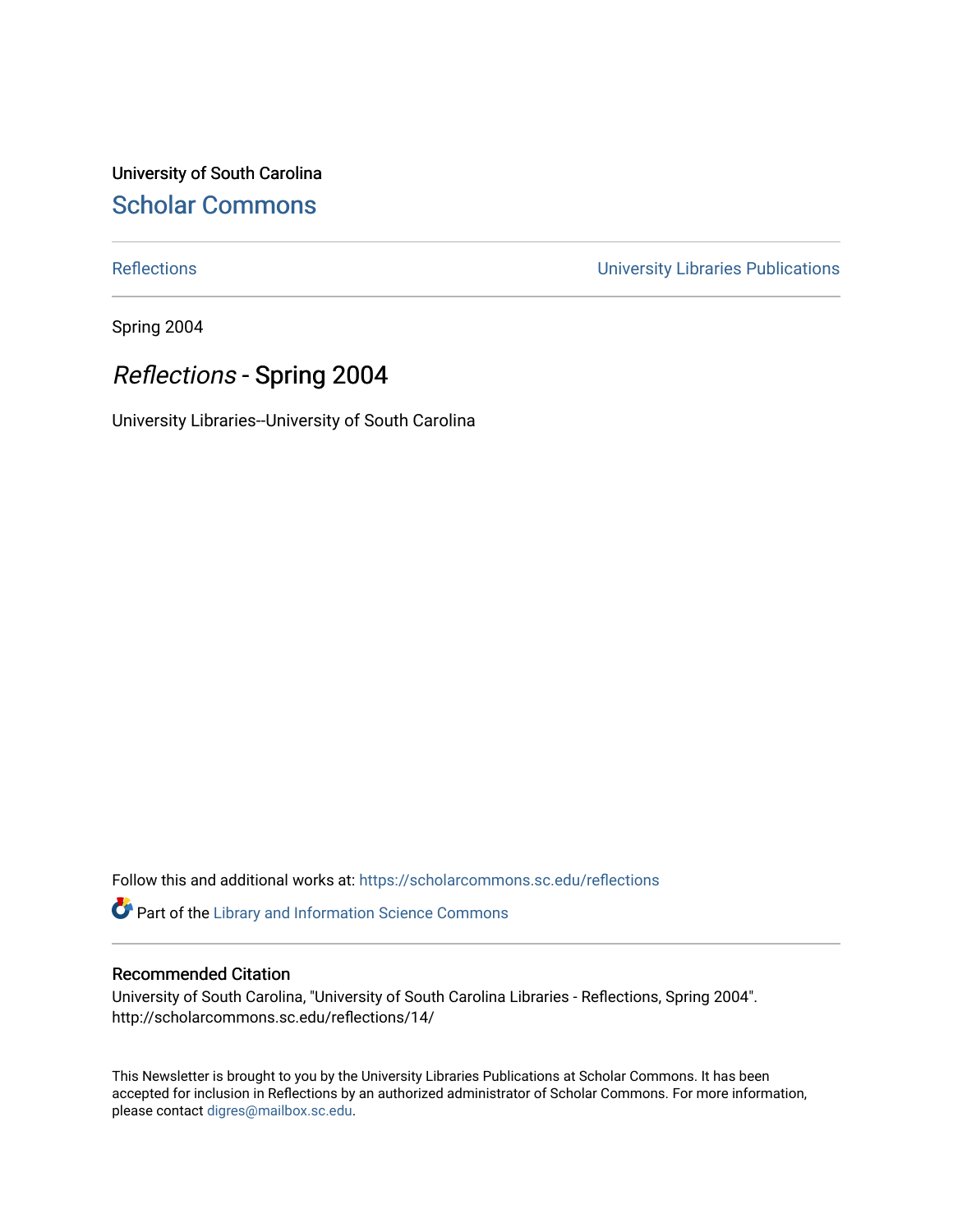University of South Carolina

## Scholar Commons

Reflections | University Libraries Publications

Spring 2004

# *Reflections* - Spring 2004

University Libraries--University of South Carolina

Follow this and additional works at: https://scholarcommons.sc.edu/reflections

Part of the Library and Information Science Commons

### Recommended Citation

University of South Carolina, "University of South Carolina Libraries - Reflections, Spring 2004". http://scholarcommons.sc.edu/reflections/14/

This Newsletter is brought to you by the University Libraries Publications at Scholar Commons. It has been accepted for inclusion in Reflections by an authorized administrator of Scholar Commons. For more information, please contact digres@mailbox.sc.edu.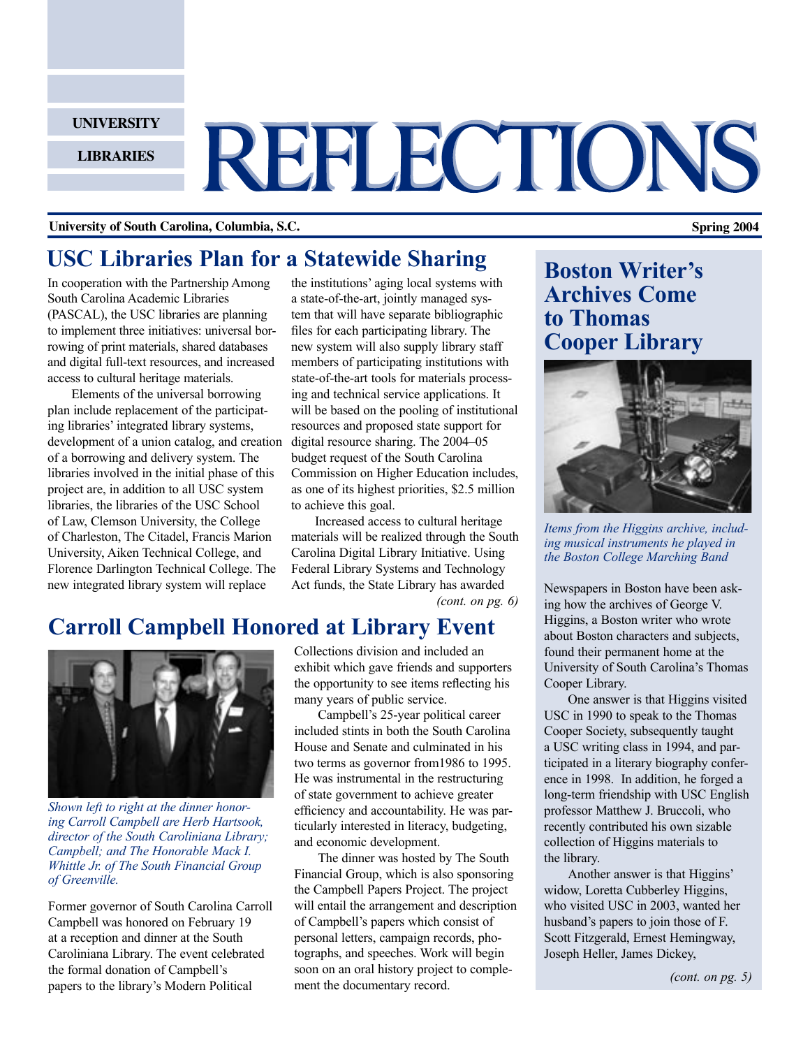UNIVERSITY LIBRARIES

# REFLECTIONS

**University of South Carolina, Columbia, S.C.** **Spring 2004**

## USC Libraries Plan for a Statewide Sharing

In cooperation with the Partnership Among South Carolina Academic Libraries (PASCAL), the USC libraries are planning to implement three initiatives: universal borrowing of print materials, shared databases and digital full-text resources, and increased access to cultural heritage materials.

Elements of the universal borrowing plan include replacement of the participating libraries' integrated library systems, development of a union catalog, and creation of a borrowing and delivery system. The libraries involved in the initial phase of this project are, in addition to all USC system libraries, the libraries of the USC School of Law, Clemson University, the College of Charleston, The Citadel, Francis Marion University, Aiken Technical College, and Florence Darlington Technical College. The new integrated library system will replace the institutions' aging local systems with a state-of-the-art, jointly managed system that will have separate bibliographic files for each participating library. The new system will also supply library staff members of participating institutions with state-of-the-art tools for materials processing and technical service applications. It will be based on the pooling of institutional resources and proposed state support for digital resource sharing. The 2004–05 budget request of the South Carolina Commission on Higher Education includes, as one of its highest priorities, $2.5 million to achieve this goal.

Increased access to cultural heritage materials will be realized through the South Carolina Digital Library Initiative. Using Federal Library Systems and Technology Act funds, the State Library has awarded

*(cont. on pg. 6)*

## Carroll Campbell Honored at Library Event

*Shown left to right at the dinner honoring Carroll Campbell are Herb Hartsook, director of the South Caroliniana Library; Campbell; and The Honorable Mack I. Whittle Jr. of The South Financial Group of Greenville.*

Former governor of South Carolina Carroll Campbell was honored on February 19 at a reception and dinner at the South Caroliniana Library. The event celebrated the formal donation of Campbell's papers to the library's Modern Political Collections division and included an exhibit which gave friends and supporters the opportunity to see items reflecting his many years of public service.

Campbell's 25-year political career included stints in both the South Carolina House and Senate and culminated in his two terms as governor from1986 to 1995. He was instrumental in the restructuring of state government to achieve greater efficiency and accountability. He was particularly interested in literacy, budgeting, and economic development.

The dinner was hosted by The South Financial Group, which is also sponsoring the Campbell Papers Project. The project will entail the arrangement and description of Campbell's papers which consist of personal letters, campaign records, photographs, and speeches. Work will begin soon on an oral history project to complement the documentary record.

## Boston Writer's Archives Come to Thomas Cooper Library

*Items from the Higgins archive, including musical instruments he played in the Boston College Marching Band*

Newspapers in Boston have been asking how the archives of George V. Higgins, a Boston writer who wrote about Boston characters and subjects, found their permanent home at the University of South Carolina's Thomas Cooper Library.

One answer is that Higgins visited USC in 1990 to speak to the Thomas Cooper Society, subsequently taught a USC writing class in 1994, and participated in a literary biography conference in 1998. In addition, he forged a long-term friendship with USC English professor Matthew J. Bruccoli, who recently contributed his own sizable collection of Higgins materials to the library.

Another answer is that Higgins' widow, Loretta Cubberley Higgins, who visited USC in 2003, wanted her husband's papers to join those of F. Scott Fitzgerald, Ernest Hemingway, Joseph Heller, James Dickey,

*(cont. on pg. 5)*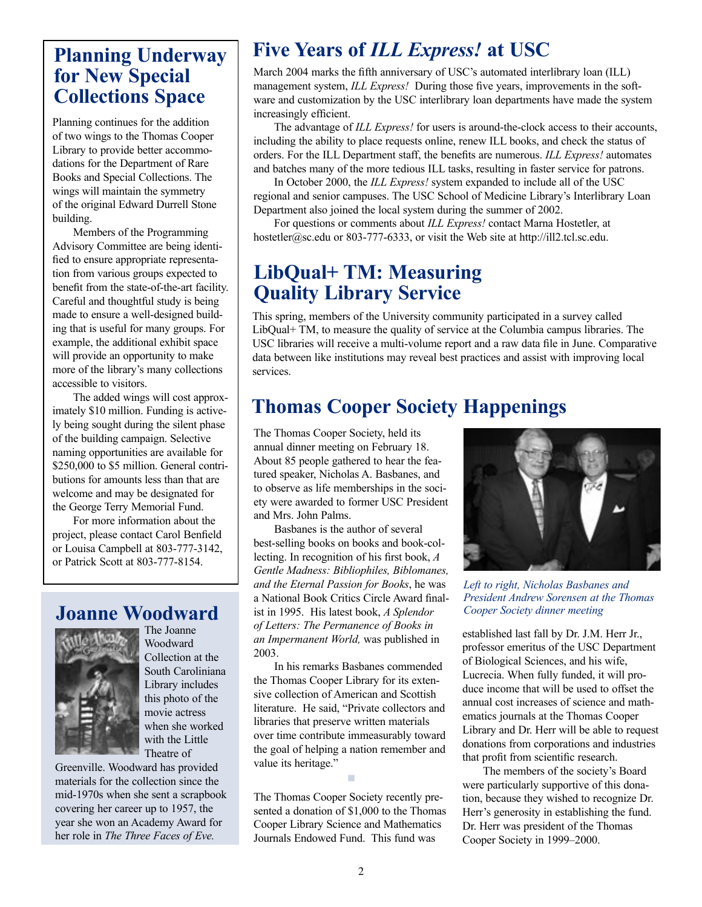## Planning Underway for New Special Collections Space

Planning continues for the addition of two wings to the Thomas Cooper Library to provide better accommodations for the Department of Rare Books and Special Collections. The wings will maintain the symmetry of the original Edward Durrell Stone building.

Members of the Programming Advisory Committee are being identified to ensure appropriate representation from various groups expected to benefit from the state-of-the-art facility. Careful and thoughtful study is being made to ensure a well-designed building that is useful for many groups. For example, the additional exhibit space will provide an opportunity to make more of the library's many collections accessible to visitors.

The added wings will cost approximately $10 million. Funding is actively being sought during the silent phase of the building campaign. Selective naming opportunities are available for $250,000 to $5 million. General contributions for amounts less than that are welcome and may be designated for the George Terry Memorial Fund.

For more information about the project, please contact Carol Benfield or Louisa Campbell at 803-777-3142, or Patrick Scott at 803-777-8154.

## Joanne Woodward

The Joanne Woodward Collection at the South Caroliniana Library includes this photo of the movie actress when she worked with the Little Theatre of Greenville. Woodward has provided materials for the collection since the mid-1970s when she sent a scrapbook covering her career up to 1957, the year she won an Academy Award for her role in *The Three Faces of Eve.*

## Five Years of *ILL Express!* at USC

March 2004 marks the fifth anniversary of USC's automated interlibrary loan (ILL) management system, *ILL Express!* During those five years, improvements in the software and customization by the USC interlibrary loan departments have made the system increasingly efficient.

The advantage of *ILL Express!* for users is around-the-clock access to their accounts, including the ability to place requests online, renew ILL books, and check the status of orders. For the ILL Department staff, the benefits are numerous. *ILL Express!* automates and batches many of the more tedious ILL tasks, resulting in faster service for patrons.

In October 2000, the *ILL Express!* system expanded to include all of the USC regional and senior campuses. The USC School of Medicine Library's Interlibrary Loan Department also joined the local system during the summer of 2002.

For questions or comments about *ILL Express!* contact Marna Hostetler, at hostetler@sc.edu or 803-777-6333, or visit the Web site at http://ill2.tcl.sc.edu.

## LibQual+ TM: Measuring Quality Library Service

This spring, members of the University community participated in a survey called LibQual+ TM, to measure the quality of service at the Columbia campus libraries. The USC libraries will receive a multi-volume report and a raw data file in June. Comparative data between like institutions may reveal best practices and assist with improving local services.

## Thomas Cooper Society Happenings

The Thomas Cooper Society, held its annual dinner meeting on February 18. About 85 people gathered to hear the featured speaker, Nicholas A. Basbanes, and to observe as life memberships in the society were awarded to former USC President and Mrs. John Palms.

Basbanes is the author of several best-selling books on books and book-collecting. In recognition of his first book, *A Gentle Madness: Bibliophiles, Biblomanes, and the Eternal Passion for Books*, he was a National Book Critics Circle Award finalist in 1995. His latest book, *A Splendor of Letters: The Permanence of Books in an Impermanent World,* was published in 2003.

In his remarks Basbanes commended the Thomas Cooper Library for its extensive collection of American and Scottish literature. He said, "Private collectors and libraries that preserve written materials over time contribute immeasurably toward the goal of helping a nation remember and value its heritage."

*Left to right, Nicholas Basbanes and President Andrew Sorensen at the Thomas Cooper Society dinner meeting*

The Thomas Cooper Society recently presented a donation of $1,000 to the Thomas Cooper Library Science and Mathematics Journals Endowed Fund. This fund was established last fall by Dr. J.M. Herr Jr., professor emeritus of the USC Department of Biological Sciences, and his wife, Lucrecia. When fully funded, it will produce income that will be used to offset the annual cost increases of science and mathematics journals at the Thomas Cooper Library and Dr. Herr will be able to request donations from corporations and industries that profit from scientific research.

The members of the society's Board were particularly supportive of this donation, because they wished to recognize Dr. Herr's generosity in establishing the fund. Dr. Herr was president of the Thomas Cooper Society in 1999–2000.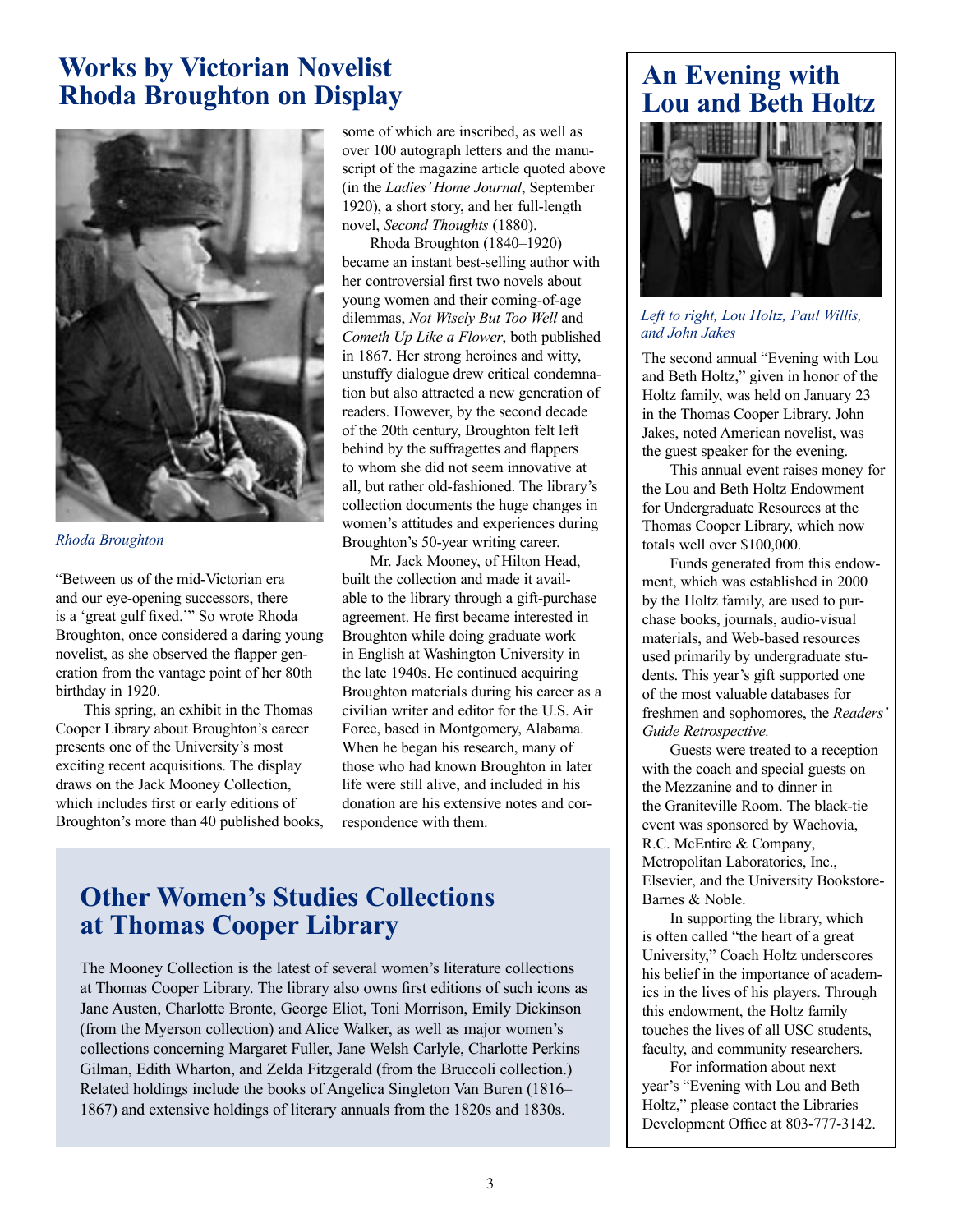## Works by Victorian Novelist Rhoda Broughton on Display

*Rhoda Broughton*

"Between us of the mid-Victorian era and our eye-opening successors, there is a 'great gulf fixed.'" So wrote Rhoda Broughton, once considered a daring young novelist, as she observed the flapper generation from the vantage point of her 80th birthday in 1920.

This spring, an exhibit in the Thomas Cooper Library about Broughton's career presents one of the University's most exciting recent acquisitions. The display draws on the Jack Mooney Collection, which includes first or early editions of Broughton's more than 40 published books, some of which are inscribed, as well as over 100 autograph letters and the manuscript of the magazine article quoted above (in the *Ladies' Home Journal*, September 1920), a short story, and her full-length novel, *Second Thoughts* (1880).

Rhoda Broughton (1840–1920) became an instant best-selling author with her controversial first two novels about young women and their coming-of-age dilemmas, *Not Wisely But Too Well* and *Cometh Up Like a Flower*, both published in 1867. Her strong heroines and witty, unstuffy dialogue drew critical condemnation but also attracted a new generation of readers. However, by the second decade of the 20th century, Broughton felt left behind by the suffragettes and flappers to whom she did not seem innovative at all, but rather old-fashioned. The library's collection documents the huge changes in women's attitudes and experiences during Broughton's 50-year writing career.

Mr. Jack Mooney, of Hilton Head, built the collection and made it available to the library through a gift-purchase agreement. He first became interested in Broughton while doing graduate work in English at Washington University in the late 1940s. He continued acquiring Broughton materials during his career as a civilian writer and editor for the U.S. Air Force, based in Montgomery, Alabama. When he began his research, many of those who had known Broughton in later life were still alive, and included in his donation are his extensive notes and correspondence with them.

## Other Women's Studies Collections at Thomas Cooper Library

The Mooney Collection is the latest of several women's literature collections at Thomas Cooper Library. The library also owns first editions of such icons as Jane Austen, Charlotte Bronte, George Eliot, Toni Morrison, Emily Dickinson (from the Myerson collection) and Alice Walker, as well as major women's collections concerning Margaret Fuller, Jane Welsh Carlyle, Charlotte Perkins Gilman, Edith Wharton, and Zelda Fitzgerald (from the Bruccoli collection.) Related holdings include the books of Angelica Singleton Van Buren (1816–1867) and extensive holdings of literary annuals from the 1820s and 1830s.

## An Evening with Lou and Beth Holtz

*Left to right, Lou Holtz, Paul Willis, and John Jakes*

The second annual "Evening with Lou and Beth Holtz," given in honor of the Holtz family, was held on January 23 in the Thomas Cooper Library. John Jakes, noted American novelist, was the guest speaker for the evening.

This annual event raises money for the Lou and Beth Holtz Endowment for Undergraduate Resources at the Thomas Cooper Library, which now totals well over $100,000.

Funds generated from this endowment, which was established in 2000 by the Holtz family, are used to purchase books, journals, audio-visual materials, and Web-based resources used primarily by undergraduate students. This year's gift supported one of the most valuable databases for freshmen and sophomores, the *Readers' Guide Retrospective.*

Guests were treated to a reception with the coach and special guests on the Mezzanine and to dinner in the Graniteville Room. The black-tie event was sponsored by Wachovia, R.C. McEntire & Company, Metropolitan Laboratories, Inc., Elsevier, and the University Bookstore-Barnes & Noble.

In supporting the library, which is often called "the heart of a great University," Coach Holtz underscores his belief in the importance of academics in the lives of his players. Through this endowment, the Holtz family touches the lives of all USC students, faculty, and community researchers.

For information about next year's "Evening with Lou and Beth Holtz," please contact the Libraries Development Office at 803-777-3142.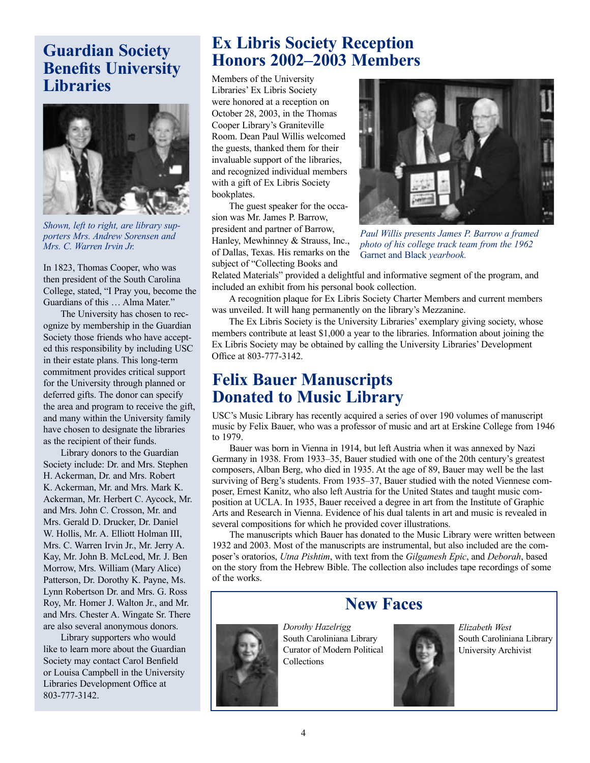## Guardian Society Benefits University Libraries

*Shown, left to right, are library supporters Mrs. Andrew Sorensen and Mrs. C. Warren Irvin Jr.*

In 1823, Thomas Cooper, who was then president of the South Carolina College, stated, "I Pray you, become the Guardians of this … Alma Mater."

The University has chosen to recognize by membership in the Guardian Society those friends who have accepted this responsibility by including USC in their estate plans. This long-term commitment provides critical support for the University through planned or deferred gifts. The donor can specify the area and program to receive the gift, and many within the University family have chosen to designate the libraries as the recipient of their funds.

Library donors to the Guardian Society include: Dr. and Mrs. Stephen H. Ackerman, Dr. and Mrs. Robert K. Ackerman, Mr. and Mrs. Mark K. Ackerman, Mr. Herbert C. Aycock, Mr. and Mrs. John C. Crosson, Mr. and Mrs. Gerald D. Drucker, Dr. Daniel W. Hollis, Mr. A. Elliott Holman III, Mrs. C. Warren Irvin Jr., Mr. Jerry A. Kay, Mr. John B. McLeod, Mr. J. Ben Morrow, Mrs. William (Mary Alice) Patterson, Dr. Dorothy K. Payne, Ms. Lynn Robertson Dr. and Mrs. G. Ross Roy, Mr. Homer J. Walton Jr., and Mr. and Mrs. Chester A. Wingate Sr. There are also several anonymous donors.

Library supporters who would like to learn more about the Guardian Society may contact Carol Benfield or Louisa Campbell in the University Libraries Development Office at 803-777-3142.

## Ex Libris Society Reception Honors 2002–2003 Members

Members of the University Libraries' Ex Libris Society were honored at a reception on October 28, 2003, in the Thomas Cooper Library's Graniteville Room. Dean Paul Willis welcomed the guests, thanked them for their invaluable support of the libraries, and recognized individual members with a gift of Ex Libris Society bookplates.

*Paul Willis presents James P. Barrow a framed photo of his college track team from the 1962* Garnet and Black *yearbook.*

The guest speaker for the occasion was Mr. James P. Barrow, president and partner of Barrow, Hanley, Mewhinney & Strauss, Inc., of Dallas, Texas. His remarks on the subject of "Collecting Books and Related Materials" provided a delightful and informative segment of the program, and included an exhibit from his personal book collection.

A recognition plaque for Ex Libris Society Charter Members and current members was unveiled. It will hang permanently on the library's Mezzanine.

The Ex Libris Society is the University Libraries' exemplary giving society, whose members contribute at least $1,000 a year to the libraries. Information about joining the Ex Libris Society may be obtained by calling the University Libraries' Development Office at 803-777-3142.

## Felix Bauer Manuscripts Donated to Music Library

USC's Music Library has recently acquired a series of over 190 volumes of manuscript music by Felix Bauer, who was a professor of music and art at Erskine College from 1946 to 1979.

Bauer was born in Vienna in 1914, but left Austria when it was annexed by Nazi Germany in 1938. From 1933–35, Bauer studied with one of the 20th century's greatest composers, Alban Berg, who died in 1935. At the age of 89, Bauer may well be the last surviving of Berg's students. From 1935–37, Bauer studied with the noted Viennese composer, Ernest Kanitz, who also left Austria for the United States and taught music composition at UCLA. In 1935, Bauer received a degree in art from the Institute of Graphic Arts and Research in Vienna. Evidence of his dual talents in art and music is revealed in several compositions for which he provided cover illustrations.

The manuscripts which Bauer has donated to the Music Library were written between 1932 and 2003. Most of the manuscripts are instrumental, but also included are the composer's oratorios, *Utna Pishtim*, with text from the *Gilgamesh Epic*, and *Deborah*, based on the story from the Hebrew Bible. The collection also includes tape recordings of some of the works.

## New Faces

*Dorothy Hazelrigg*
South Caroliniana Library
Curator of Modern Political Collections

*Elizabeth West*
South Caroliniana Library
University Archivist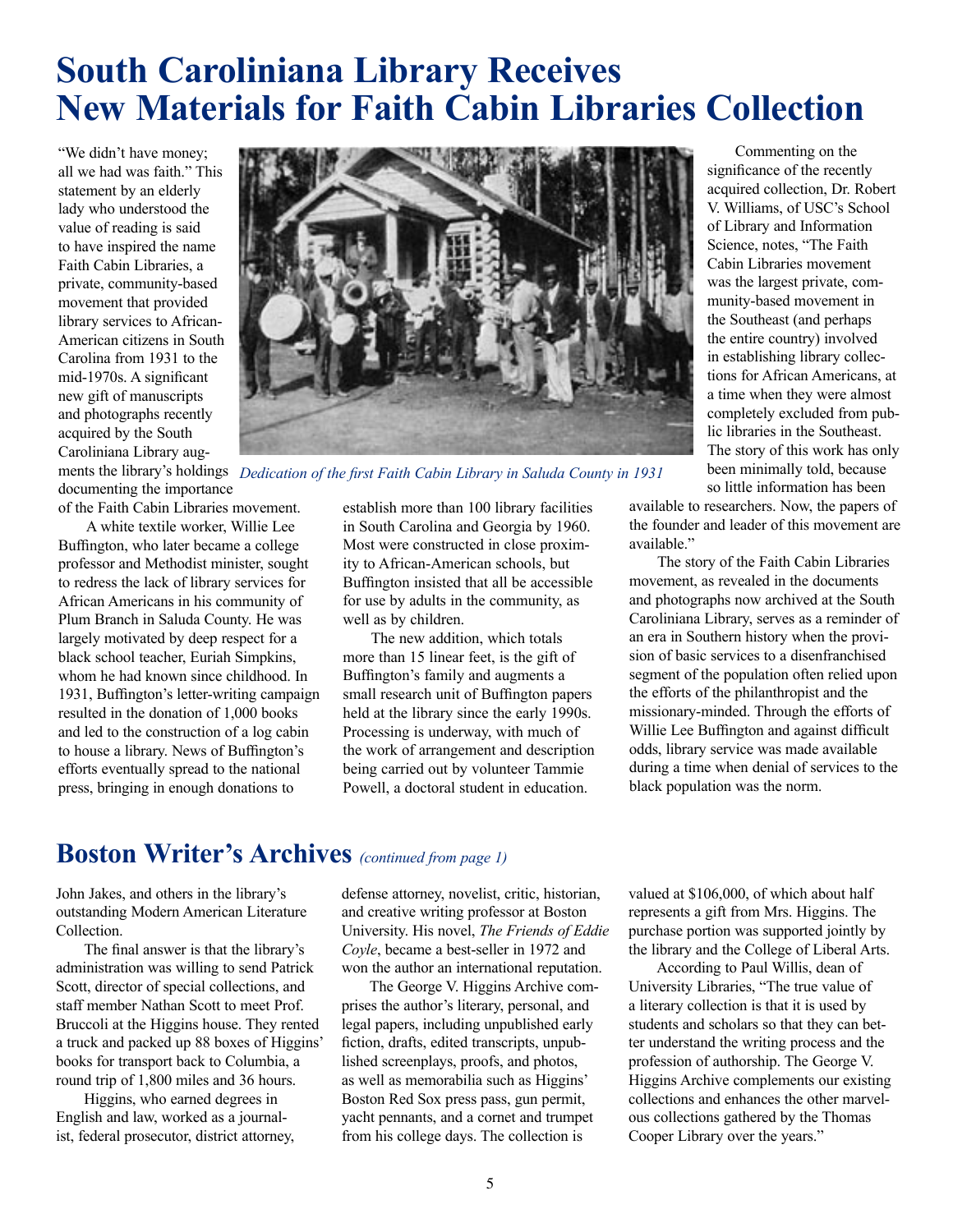# South Caroliniana Library Receives New Materials for Faith Cabin Libraries Collection

"We didn't have money; all we had was faith." This statement by an elderly lady who understood the value of reading is said to have inspired the name Faith Cabin Libraries, a private, community-based movement that provided library services to African-American citizens in South Carolina from 1931 to the mid-1970s. A significant new gift of manuscripts and photographs recently acquired by the South Caroliniana Library augments the library's holdings documenting the importance of the Faith Cabin Libraries movement.

*Dedication of the first Faith Cabin Library in Saluda County in 1931*

A white textile worker, Willie Lee Buffington, who later became a college professor and Methodist minister, sought to redress the lack of library services for African Americans in his community of Plum Branch in Saluda County. He was largely motivated by deep respect for a black school teacher, Euriah Simpkins, whom he had known since childhood. In 1931, Buffington's letter-writing campaign resulted in the donation of 1,000 books and led to the construction of a log cabin to house a library. News of Buffington's efforts eventually spread to the national press, bringing in enough donations to establish more than 100 library facilities in South Carolina and Georgia by 1960. Most were constructed in close proximity to African-American schools, but Buffington insisted that all be accessible for use by adults in the community, as well as by children.

The new addition, which totals more than 15 linear feet, is the gift of Buffington's family and augments a small research unit of Buffington papers held at the library since the early 1990s. Processing is underway, with much of the work of arrangement and description being carried out by volunteer Tammie Powell, a doctoral student in education.

Commenting on the significance of the recently acquired collection, Dr. Robert V. Williams, of USC's School of Library and Information Science, notes, "The Faith Cabin Libraries movement was the largest private, community-based movement in the Southeast (and perhaps the entire country) involved in establishing library collections for African Americans, at a time when they were almost completely excluded from public libraries in the Southeast. The story of this work has only been minimally told, because so little information has been available to researchers. Now, the papers of the founder and leader of this movement are available."

The story of the Faith Cabin Libraries movement, as revealed in the documents and photographs now archived at the South Caroliniana Library, serves as a reminder of an era in Southern history when the provision of basic services to a disenfranchised segment of the population often relied upon the efforts of the philanthropist and the missionary-minded. Through the efforts of Willie Lee Buffington and against difficult odds, library service was made available during a time when denial of services to the black population was the norm.

## Boston Writer's Archives *(continued from page 1)*

John Jakes, and others in the library's outstanding Modern American Literature Collection.

The final answer is that the library's administration was willing to send Patrick Scott, director of special collections, and staff member Nathan Scott to meet Prof. Bruccoli at the Higgins house. They rented a truck and packed up 88 boxes of Higgins' books for transport back to Columbia, a round trip of 1,800 miles and 36 hours.

Higgins, who earned degrees in English and law, worked as a journalist, federal prosecutor, district attorney, defense attorney, novelist, critic, historian, and creative writing professor at Boston University. His novel, *The Friends of Eddie Coyle*, became a best-seller in 1972 and won the author an international reputation.

The George V. Higgins Archive comprises the author's literary, personal, and legal papers, including unpublished early fiction, drafts, edited transcripts, unpublished screenplays, proofs, and photos, as well as memorabilia such as Higgins' Boston Red Sox press pass, gun permit, yacht pennants, and a cornet and trumpet from his college days. The collection is valued at $106,000, of which about half represents a gift from Mrs. Higgins. The purchase portion was supported jointly by the library and the College of Liberal Arts.

According to Paul Willis, dean of University Libraries, "The true value of a literary collection is that it is used by students and scholars so that they can better understand the writing process and the profession of authorship. The George V. Higgins Archive complements our existing collections and enhances the other marvelous collections gathered by the Thomas Cooper Library over the years."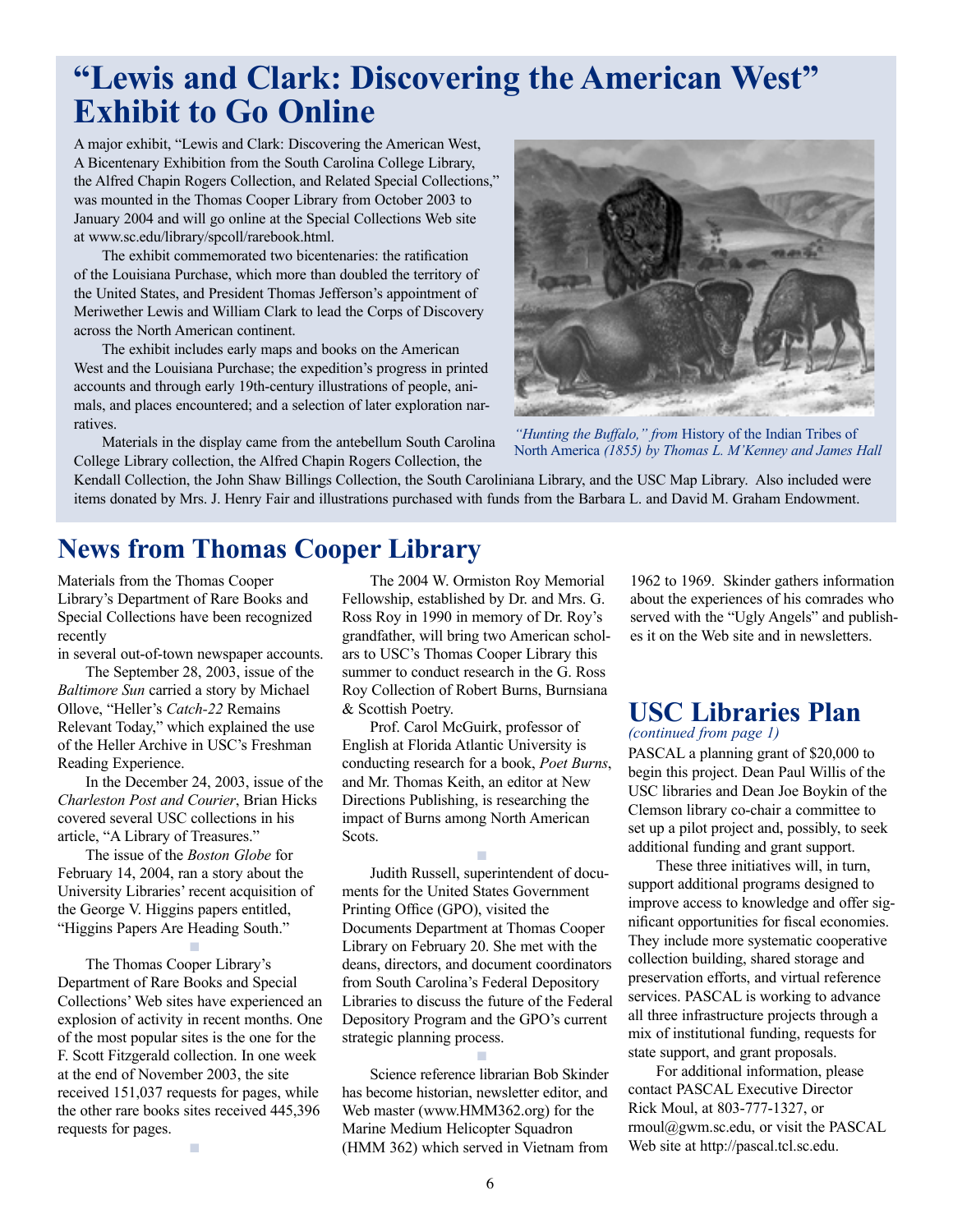# "Lewis and Clark: Discovering the American West" Exhibit to Go Online

A major exhibit, "Lewis and Clark: Discovering the American West, A Bicentenary Exhibition from the South Carolina College Library, the Alfred Chapin Rogers Collection, and Related Special Collections," was mounted in the Thomas Cooper Library from October 2003 to January 2004 and will go online at the Special Collections Web site at www.sc.edu/library/spcoll/rarebook.html.

The exhibit commemorated two bicentenaries: the ratification of the Louisiana Purchase, which more than doubled the territory of the United States, and President Thomas Jefferson's appointment of Meriwether Lewis and William Clark to lead the Corps of Discovery across the North American continent.

The exhibit includes early maps and books on the American West and the Louisiana Purchase; the expedition's progress in printed accounts and through early 19th-century illustrations of people, animals, and places encountered; and a selection of later exploration narratives.

Materials in the display came from the antebellum South Carolina College Library collection, the Alfred Chapin Rogers Collection, the Kendall Collection, the John Shaw Billings Collection, the South Caroliniana Library, and the USC Map Library. Also included were items donated by Mrs. J. Henry Fair and illustrations purchased with funds from the Barbara L. and David M. Graham Endowment.

*"Hunting the Buffalo," from* History of the Indian Tribes of North America *(1855) by Thomas L. M'Kenney and James Hall*

## News from Thomas Cooper Library

Materials from the Thomas Cooper Library's Department of Rare Books and Special Collections have been recognized recently in several out-of-town newspaper accounts.

The September 28, 2003, issue of the *Baltimore Sun* carried a story by Michael Ollove, "Heller's *Catch-22* Remains Relevant Today," which explained the use of the Heller Archive in USC's Freshman Reading Experience.

In the December 24, 2003, issue of the *Charleston Post and Courier*, Brian Hicks covered several USC collections in his article, "A Library of Treasures."

The issue of the *Boston Globe* for February 14, 2004, ran a story about the University Libraries' recent acquisition of the George V. Higgins papers entitled, "Higgins Papers Are Heading South."

■

The Thomas Cooper Library's Department of Rare Books and Special Collections' Web sites have experienced an explosion of activity in recent months. One of the most popular sites is the one for the F. Scott Fitzgerald collection. In one week at the end of November 2003, the site received 151,037 requests for pages, while the other rare books sites received 445,396 requests for pages.

■

The 2004 W. Ormiston Roy Memorial Fellowship, established by Dr. and Mrs. G. Ross Roy in 1990 in memory of Dr. Roy's grandfather, will bring two American scholars to USC's Thomas Cooper Library this summer to conduct research in the G. Ross Roy Collection of Robert Burns, Burnsiana & Scottish Poetry.

Prof. Carol McGuirk, professor of English at Florida Atlantic University is conducting research for a book, *Poet Burns*, and Mr. Thomas Keith, an editor at New Directions Publishing, is researching the impact of Burns among North American Scots.

■

Judith Russell, superintendent of documents for the United States Government Printing Office (GPO), visited the Documents Department at Thomas Cooper Library on February 20. She met with the deans, directors, and document coordinators from South Carolina's Federal Depository Libraries to discuss the future of the Federal Depository Program and the GPO's current strategic planning process.

■

Science reference librarian Bob Skinder has become historian, newsletter editor, and Web master (www.HMM362.org) for the Marine Medium Helicopter Squadron (HMM 362) which served in Vietnam from 1962 to 1969. Skinder gathers information about the experiences of his comrades who served with the "Ugly Angels" and publishes it on the Web site and in newsletters.

## USC Libraries Plan

*(continued from page 1)*

PASCAL a planning grant of $20,000 to begin this project. Dean Paul Willis of the USC libraries and Dean Joe Boykin of the Clemson library co-chair a committee to set up a pilot project and, possibly, to seek additional funding and grant support.

These three initiatives will, in turn, support additional programs designed to improve access to knowledge and offer significant opportunities for fiscal economies. They include more systematic cooperative collection building, shared storage and preservation efforts, and virtual reference services. PASCAL is working to advance all three infrastructure projects through a mix of institutional funding, requests for state support, and grant proposals.

For additional information, please contact PASCAL Executive Director Rick Moul, at 803-777-1327, or rmoul@gwm.sc.edu, or visit the PASCAL Web site at http://pascal.tcl.sc.edu.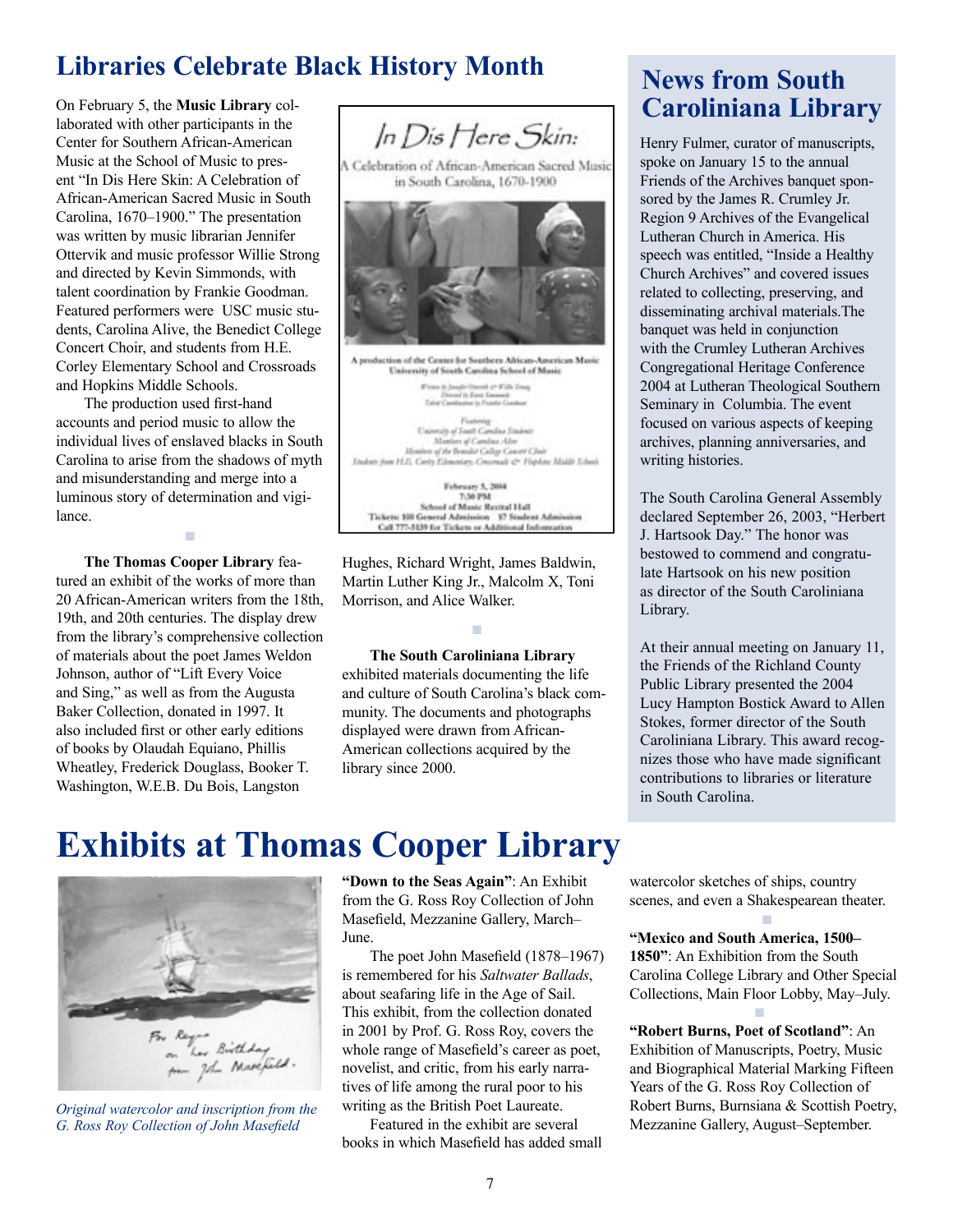# Libraries Celebrate Black History Month

On February 5, the **Music Library** collaborated with other participants in the Center for Southern African-American Music at the School of Music to present "In Dis Here Skin: A Celebration of African-American Sacred Music in South Carolina, 1670–1900." The presentation was written by music librarian Jennifer Ottervik and music professor Willie Strong and directed by Kevin Simmonds, with talent coordination by Frankie Goodman. Featured performers were USC music students, Carolina Alive, the Benedict College Concert Choir, and students from H.E. Corley Elementary School and Crossroads and Hopkins Middle Schools.

The production used first-hand accounts and period music to allow the individual lives of enslaved blacks in South Carolina to arise from the shadows of myth and misunderstanding and merge into a luminous story of determination and vigilance.

In Dis Here Skin:

A Celebration of African-American Sacred Music in South Carolina, 1670-1900

A production of the Center for Southern African-American Music
University of South Carolina School of Music

Written by Jennifer Ottervik & Willie Strong
Directed by Kevin Simmonds
Talent Coordination by Frankie Goodman

Featuring
University of South Carolina Students
Members of Carolina Alive
Members of the Benedict College Concert Choir
Students from H.E. Corley Elementary, Crossroads & Hopkins Middle Schools

February 5, 2004
7:30 PM
School of Music Recital Hall
Tickets: $10 General Admission $7 Student Admission
Call 777-5139 for Tickets or Additional Information

**The Thomas Cooper Library** featured an exhibit of the works of more than 20 African-American writers from the 18th, 19th, and 20th centuries. The display drew from the library's comprehensive collection of materials about the poet James Weldon Johnson, author of "Lift Every Voice and Sing," as well as from the Augusta Baker Collection, donated in 1997. It also included first or other early editions of books by Olaudah Equiano, Phillis Wheatley, Frederick Douglass, Booker T. Washington, W.E.B. Du Bois, Langston Hughes, Richard Wright, James Baldwin, Martin Luther King Jr., Malcolm X, Toni Morrison, and Alice Walker.

**The South Caroliniana Library** exhibited materials documenting the life and culture of South Carolina's black community. The documents and photographs displayed were drawn from African-American collections acquired by the library since 2000.

## News from South Caroliniana Library

Henry Fulmer, curator of manuscripts, spoke on January 15 to the annual Friends of the Archives banquet sponsored by the James R. Crumley Jr. Region 9 Archives of the Evangelical Lutheran Church in America. His speech was entitled, "Inside a Healthy Church Archives" and covered issues related to collecting, preserving, and disseminating archival materials.The banquet was held in conjunction with the Crumley Lutheran Archives Congregational Heritage Conference 2004 at Lutheran Theological Southern Seminary in Columbia. The event focused on various aspects of keeping archives, planning anniversaries, and writing histories.

The South Carolina General Assembly declared September 26, 2003, "Herbert J. Hartsook Day." The honor was bestowed to commend and congratulate Hartsook on his new position as director of the South Caroliniana Library.

At their annual meeting on January 11, the Friends of the Richland County Public Library presented the 2004 Lucy Hampton Bostick Award to Allen Stokes, former director of the South Caroliniana Library. This award recognizes those who have made significant contributions to libraries or literature in South Carolina.

# Exhibits at Thomas Cooper Library

For Reyna on her Birthday from John Masefield.

*Original watercolor and inscription from the G. Ross Roy Collection of John Masefield*

**"Down to the Seas Again"**: An Exhibit from the G. Ross Roy Collection of John Masefield, Mezzanine Gallery, March–June.

The poet John Masefield (1878–1967) is remembered for his *Saltwater Ballads*, about seafaring life in the Age of Sail. This exhibit, from the collection donated in 2001 by Prof. G. Ross Roy, covers the whole range of Masefield's career as poet, novelist, and critic, from his early narratives of life among the rural poor to his writing as the British Poet Laureate.

Featured in the exhibit are several books in which Masefield has added small watercolor sketches of ships, country scenes, and even a Shakespearean theater.

**"Mexico and South America, 1500–1850"**: An Exhibition from the South Carolina College Library and Other Special Collections, Main Floor Lobby, May–July.

**"Robert Burns, Poet of Scotland"**: An Exhibition of Manuscripts, Poetry, Music and Biographical Material Marking Fifteen Years of the G. Ross Roy Collection of Robert Burns, Burnsiana & Scottish Poetry, Mezzanine Gallery, August–September.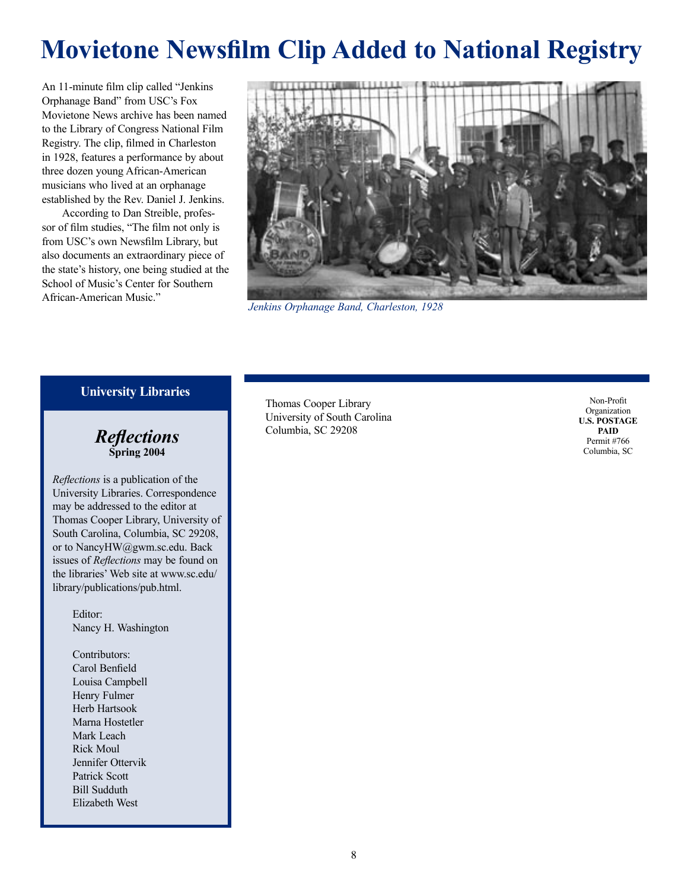# Movietone Newsfilm Clip Added to National Registry

An 11-minute film clip called "Jenkins Orphanage Band" from USC's Fox Movietone News archive has been named to the Library of Congress National Film Registry. The clip, filmed in Charleston in 1928, features a performance by about three dozen young African-American musicians who lived at an orphanage established by the Rev. Daniel J. Jenkins.

According to Dan Streible, professor of film studies, "The film not only is from USC's own Newsfilm Library, but also documents an extraordinary piece of the state's history, one being studied at the School of Music's Center for Southern African-American Music."

*Jenkins Orphanage Band, Charleston, 1928*

**University Libraries**

***Reflections***
**Spring 2004**

*Reflections* is a publication of the University Libraries. Correspondence may be addressed to the editor at Thomas Cooper Library, University of South Carolina, Columbia, SC 29208, or to NancyHW@gwm.sc.edu. Back issues of *Reflections* may be found on the libraries' Web site at www.sc.edu/library/publications/pub.html.

Editor:
Nancy H. Washington

Contributors:
Carol Benfield
Louisa Campbell
Henry Fulmer
Herb Hartsook
Marna Hostetler
Mark Leach
Rick Moul
Jennifer Ottervik
Patrick Scott
Bill Sudduth
Elizabeth West

Thomas Cooper Library
University of South Carolina
Columbia, SC 29208

Non-Profit
Organization
**U.S. POSTAGE**
**PAID**
Permit #766
Columbia, SC